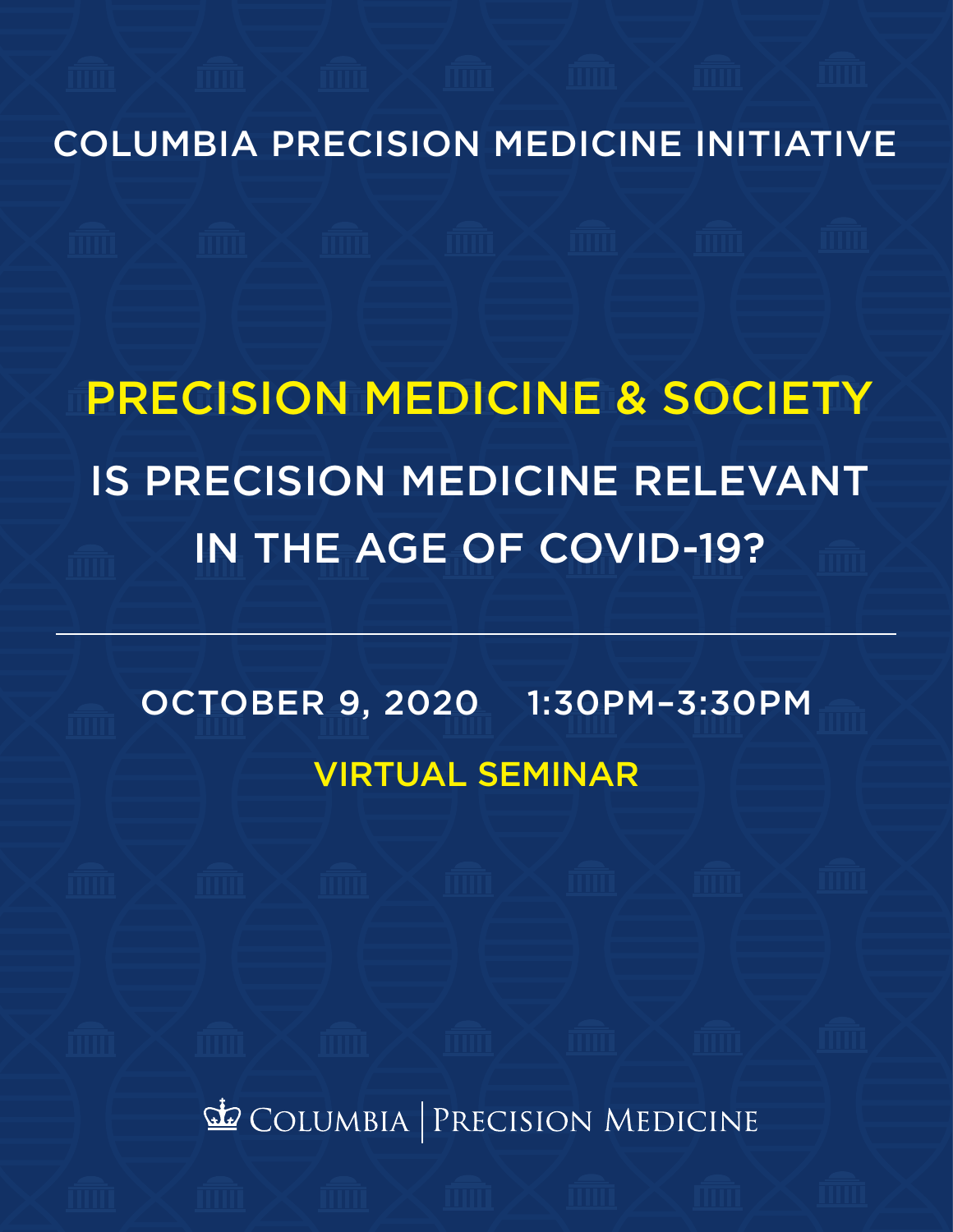COLUMBIA PRECISION MEDICINE INITIATIVE

# PRECISION MEDICINE & SOCIETY

## IS PRECISION MEDICINE RELEVANT IN THE AGE OF COVID-19?

---

OCTOBER 9, 2020 1:30PM–3:30PM

VIRTUAL SEMINAR

COLUMBIA | PRECISION MEDICINE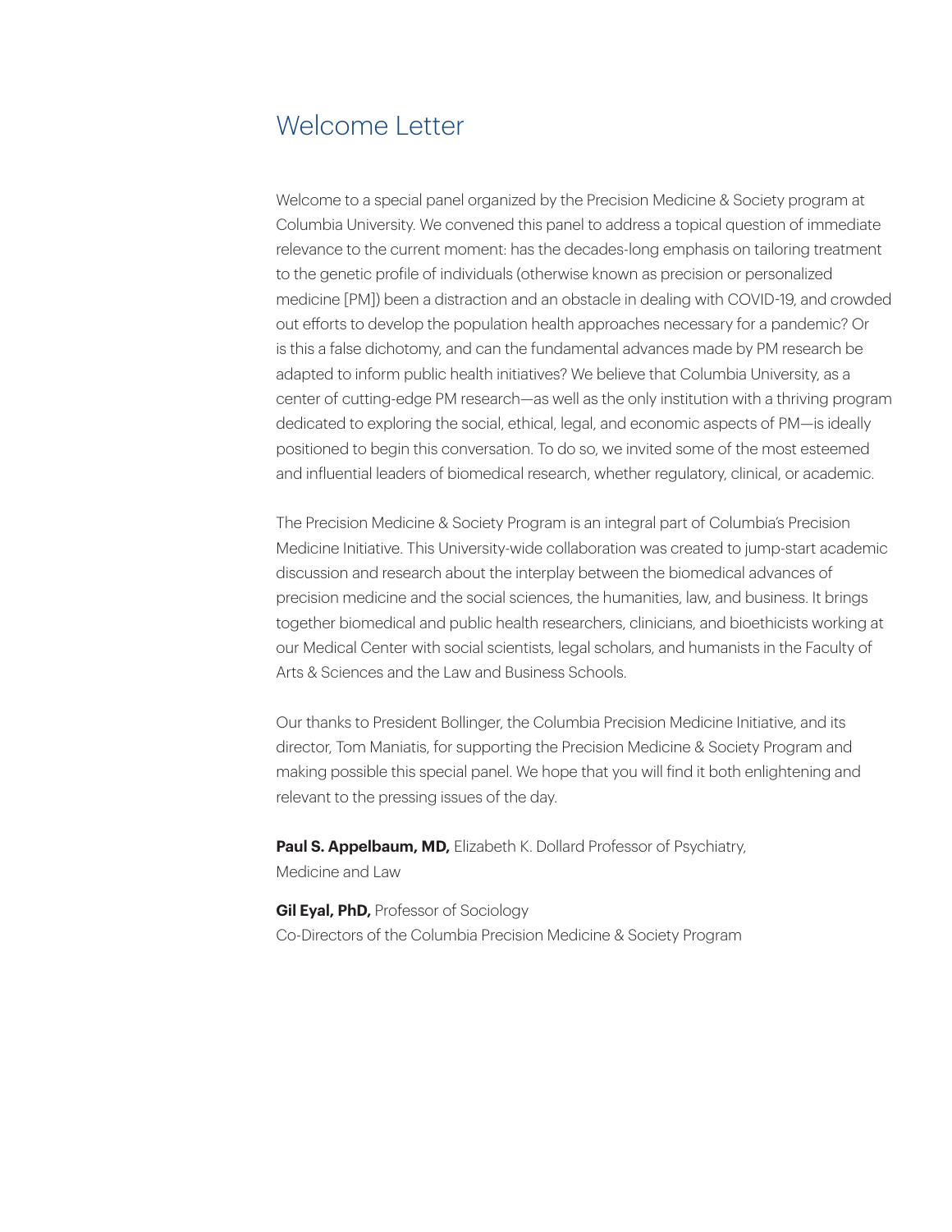# Welcome Letter

Welcome to a special panel organized by the Precision Medicine & Society program at Columbia University. We convened this panel to address a topical question of immediate relevance to the current moment: has the decades-long emphasis on tailoring treatment to the genetic profile of individuals (otherwise known as precision or personalized medicine [PM]) been a distraction and an obstacle in dealing with COVID-19, and crowded out efforts to develop the population health approaches necessary for a pandemic? Or is this a false dichotomy, and can the fundamental advances made by PM research be adapted to inform public health initiatives? We believe that Columbia University, as a center of cutting-edge PM research—as well as the only institution with a thriving program dedicated to exploring the social, ethical, legal, and economic aspects of PM—is ideally positioned to begin this conversation. To do so, we invited some of the most esteemed and influential leaders of biomedical research, whether regulatory, clinical, or academic.

The Precision Medicine & Society Program is an integral part of Columbia's Precision Medicine Initiative. This University-wide collaboration was created to jump-start academic discussion and research about the interplay between the biomedical advances of precision medicine and the social sciences, the humanities, law, and business. It brings together biomedical and public health researchers, clinicians, and bioethicists working at our Medical Center with social scientists, legal scholars, and humanists in the Faculty of Arts & Sciences and the Law and Business Schools.

Our thanks to President Bollinger, the Columbia Precision Medicine Initiative, and its director, Tom Maniatis, for supporting the Precision Medicine & Society Program and making possible this special panel. We hope that you will find it both enlightening and relevant to the pressing issues of the day.

**Paul S. Appelbaum, MD,** Elizabeth K. Dollard Professor of Psychiatry, Medicine and Law

**Gil Eyal, PhD,** Professor of Sociology
Co-Directors of the Columbia Precision Medicine & Society Program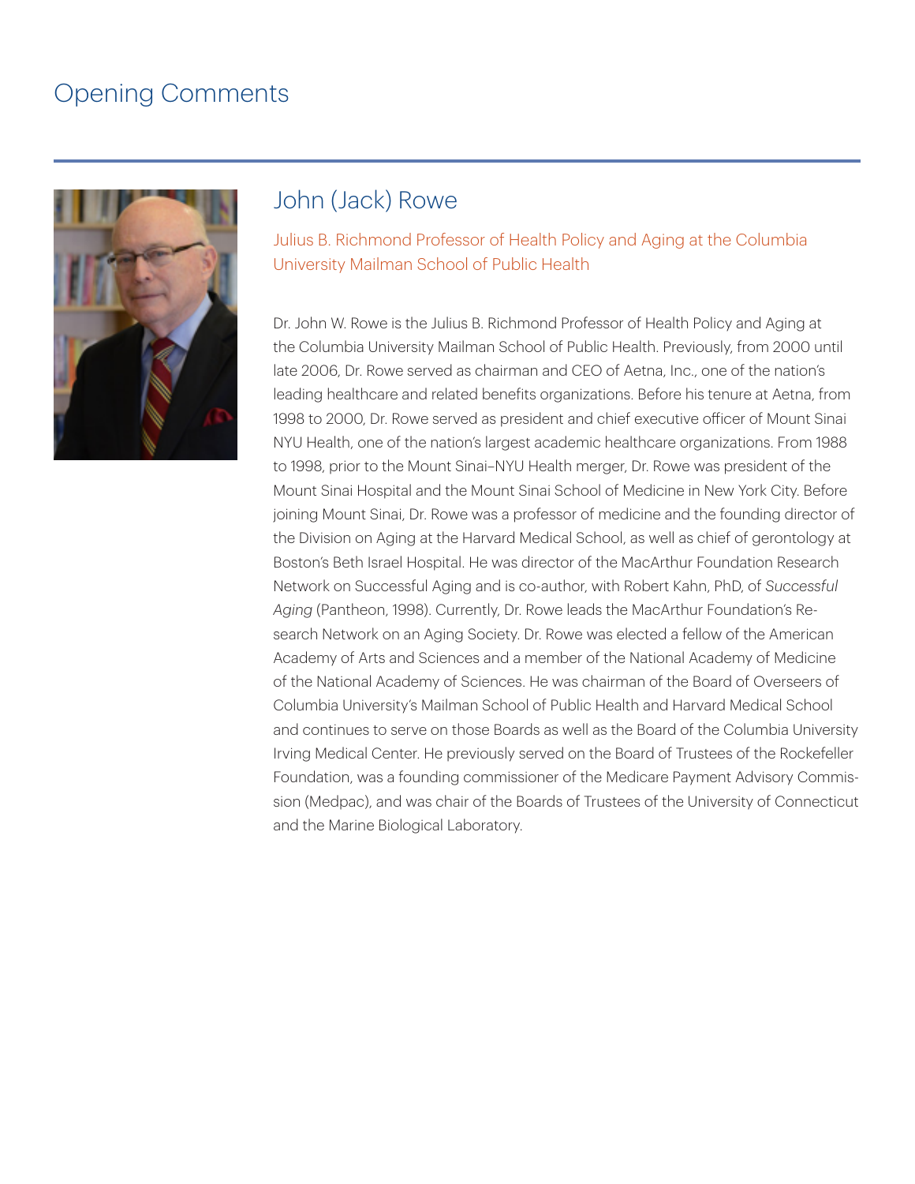# Opening Comments

## John (Jack) Rowe

Julius B. Richmond Professor of Health Policy and Aging at the Columbia University Mailman School of Public Health

Dr. John W. Rowe is the Julius B. Richmond Professor of Health Policy and Aging at the Columbia University Mailman School of Public Health. Previously, from 2000 until late 2006, Dr. Rowe served as chairman and CEO of Aetna, Inc., one of the nation's leading healthcare and related benefits organizations. Before his tenure at Aetna, from 1998 to 2000, Dr. Rowe served as president and chief executive officer of Mount Sinai NYU Health, one of the nation's largest academic healthcare organizations. From 1988 to 1998, prior to the Mount Sinai–NYU Health merger, Dr. Rowe was president of the Mount Sinai Hospital and the Mount Sinai School of Medicine in New York City. Before joining Mount Sinai, Dr. Rowe was a professor of medicine and the founding director of the Division on Aging at the Harvard Medical School, as well as chief of gerontology at Boston's Beth Israel Hospital. He was director of the MacArthur Foundation Research Network on Successful Aging and is co-author, with Robert Kahn, PhD, of *Successful Aging* (Pantheon, 1998). Currently, Dr. Rowe leads the MacArthur Foundation's Research Network on an Aging Society. Dr. Rowe was elected a fellow of the American Academy of Arts and Sciences and a member of the National Academy of Medicine of the National Academy of Sciences. He was chairman of the Board of Overseers of Columbia University's Mailman School of Public Health and Harvard Medical School and continues to serve on those Boards as well as the Board of the Columbia University Irving Medical Center. He previously served on the Board of Trustees of the Rockefeller Foundation, was a founding commissioner of the Medicare Payment Advisory Commission (Medpac), and was chair of the Boards of Trustees of the University of Connecticut and the Marine Biological Laboratory.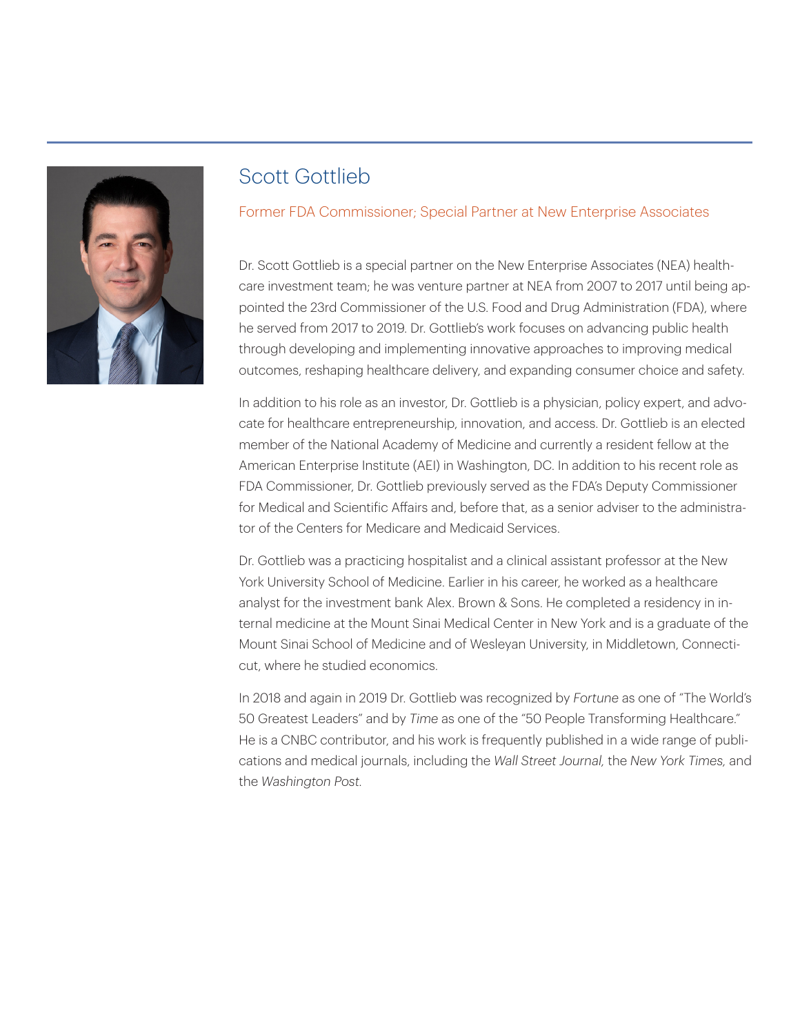## Scott Gottlieb

Former FDA Commissioner; Special Partner at New Enterprise Associates

Dr. Scott Gottlieb is a special partner on the New Enterprise Associates (NEA) healthcare investment team; he was venture partner at NEA from 2007 to 2017 until being appointed the 23rd Commissioner of the U.S. Food and Drug Administration (FDA), where he served from 2017 to 2019. Dr. Gottlieb's work focuses on advancing public health through developing and implementing innovative approaches to improving medical outcomes, reshaping healthcare delivery, and expanding consumer choice and safety.

In addition to his role as an investor, Dr. Gottlieb is a physician, policy expert, and advocate for healthcare entrepreneurship, innovation, and access. Dr. Gottlieb is an elected member of the National Academy of Medicine and currently a resident fellow at the American Enterprise Institute (AEI) in Washington, DC. In addition to his recent role as FDA Commissioner, Dr. Gottlieb previously served as the FDA's Deputy Commissioner for Medical and Scientific Affairs and, before that, as a senior adviser to the administrator of the Centers for Medicare and Medicaid Services.

Dr. Gottlieb was a practicing hospitalist and a clinical assistant professor at the New York University School of Medicine. Earlier in his career, he worked as a healthcare analyst for the investment bank Alex. Brown & Sons. He completed a residency in internal medicine at the Mount Sinai Medical Center in New York and is a graduate of the Mount Sinai School of Medicine and of Wesleyan University, in Middletown, Connecticut, where he studied economics.

In 2018 and again in 2019 Dr. Gottlieb was recognized by *Fortune* as one of "The World's 50 Greatest Leaders" and by *Time* as one of the "50 People Transforming Healthcare." He is a CNBC contributor, and his work is frequently published in a wide range of publications and medical journals, including the *Wall Street Journal,* the *New York Times,* and the *Washington Post.*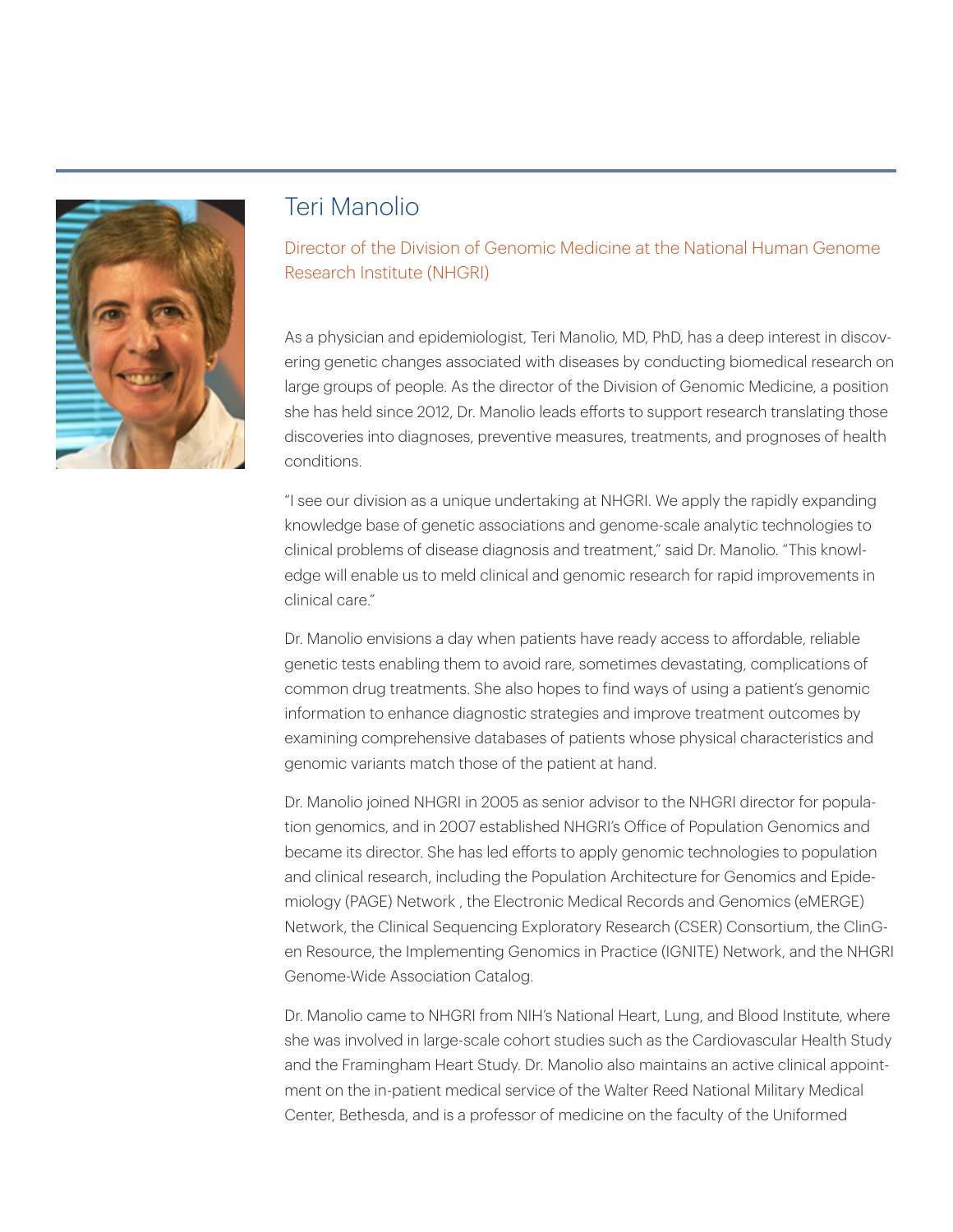# Teri Manolio

## Director of the Division of Genomic Medicine at the National Human Genome Research Institute (NHGRI)

As a physician and epidemiologist, Teri Manolio, MD, PhD, has a deep interest in discovering genetic changes associated with diseases by conducting biomedical research on large groups of people. As the director of the Division of Genomic Medicine, a position she has held since 2012, Dr. Manolio leads efforts to support research translating those discoveries into diagnoses, preventive measures, treatments, and prognoses of health conditions.

"I see our division as a unique undertaking at NHGRI. We apply the rapidly expanding knowledge base of genetic associations and genome-scale analytic technologies to clinical problems of disease diagnosis and treatment," said Dr. Manolio. "This knowledge will enable us to meld clinical and genomic research for rapid improvements in clinical care."

Dr. Manolio envisions a day when patients have ready access to affordable, reliable genetic tests enabling them to avoid rare, sometimes devastating, complications of common drug treatments. She also hopes to find ways of using a patient's genomic information to enhance diagnostic strategies and improve treatment outcomes by examining comprehensive databases of patients whose physical characteristics and genomic variants match those of the patient at hand.

Dr. Manolio joined NHGRI in 2005 as senior advisor to the NHGRI director for population genomics, and in 2007 established NHGRI's Office of Population Genomics and became its director. She has led efforts to apply genomic technologies to population and clinical research, including the Population Architecture for Genomics and Epidemiology (PAGE) Network , the Electronic Medical Records and Genomics (eMERGE) Network, the Clinical Sequencing Exploratory Research (CSER) Consortium, the ClinGen Resource, the Implementing Genomics in Practice (IGNITE) Network, and the NHGRI Genome-Wide Association Catalog.

Dr. Manolio came to NHGRI from NIH's National Heart, Lung, and Blood Institute, where she was involved in large-scale cohort studies such as the Cardiovascular Health Study and the Framingham Heart Study. Dr. Manolio also maintains an active clinical appointment on the in-patient medical service of the Walter Reed National Military Medical Center, Bethesda, and is a professor of medicine on the faculty of the Uniformed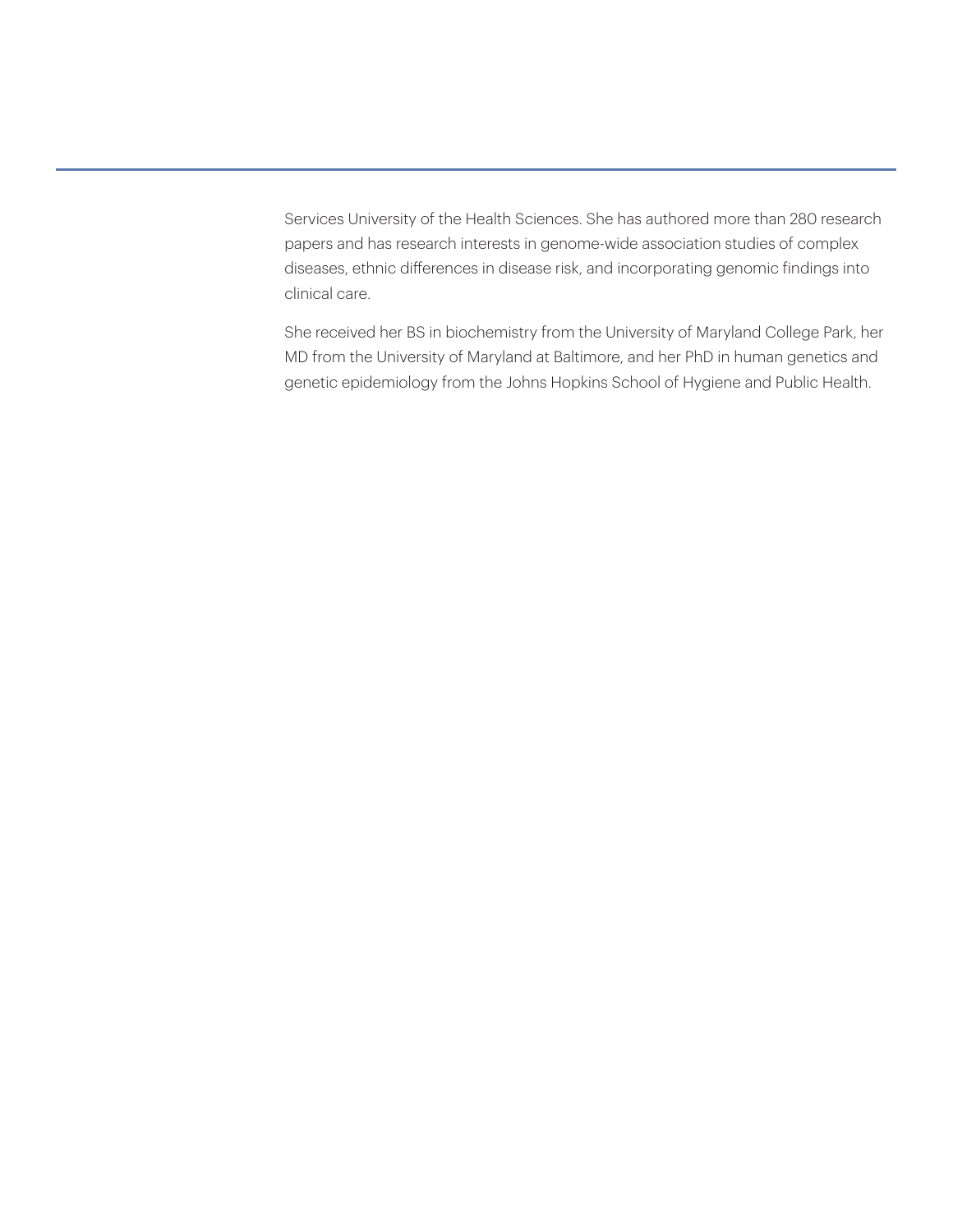Services University of the Health Sciences. She has authored more than 280 research papers and has research interests in genome-wide association studies of complex diseases, ethnic differences in disease risk, and incorporating genomic findings into clinical care.

She received her BS in biochemistry from the University of Maryland College Park, her MD from the University of Maryland at Baltimore, and her PhD in human genetics and genetic epidemiology from the Johns Hopkins School of Hygiene and Public Health.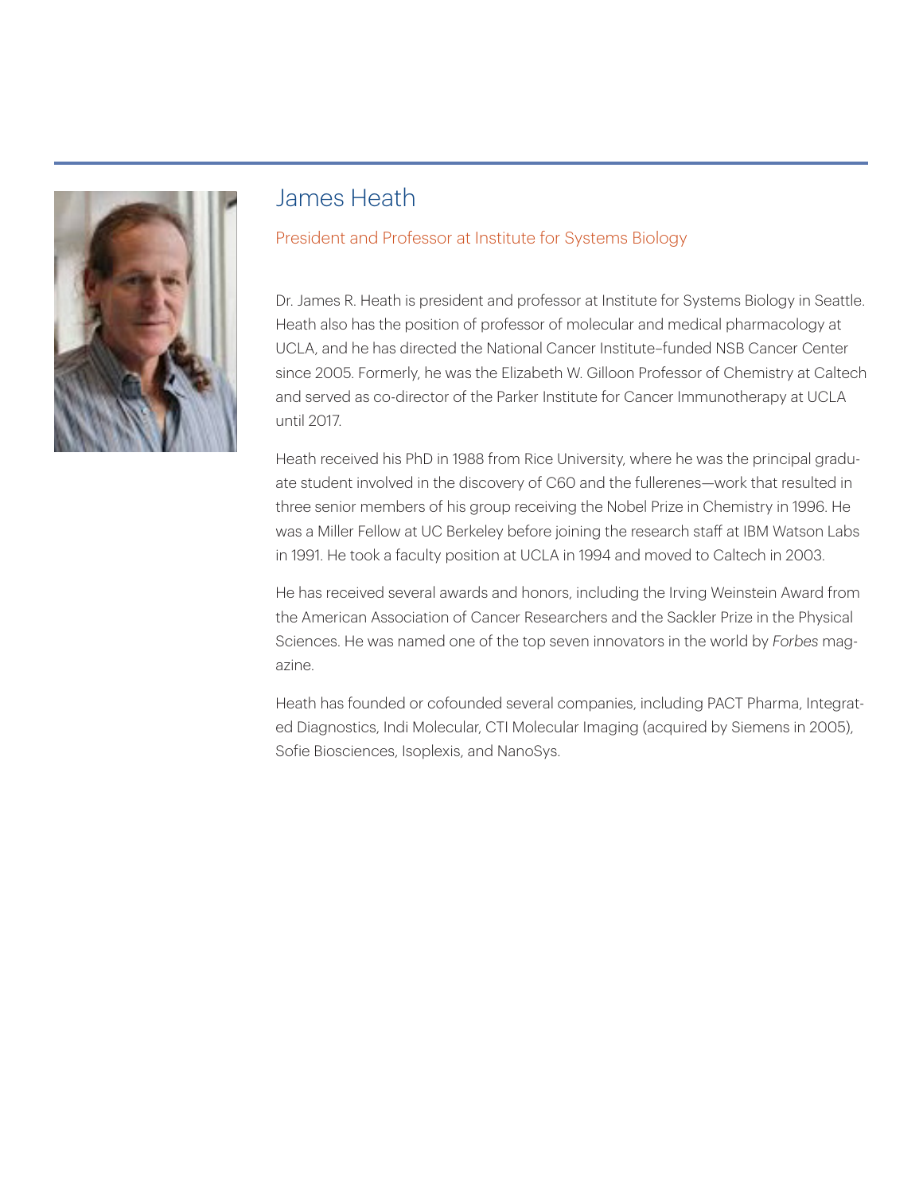## James Heath

President and Professor at Institute for Systems Biology

Dr. James R. Heath is president and professor at Institute for Systems Biology in Seattle. Heath also has the position of professor of molecular and medical pharmacology at UCLA, and he has directed the National Cancer Institute–funded NSB Cancer Center since 2005. Formerly, he was the Elizabeth W. Gilloon Professor of Chemistry at Caltech and served as co-director of the Parker Institute for Cancer Immunotherapy at UCLA until 2017.

Heath received his PhD in 1988 from Rice University, where he was the principal graduate student involved in the discovery of C60 and the fullerenes—work that resulted in three senior members of his group receiving the Nobel Prize in Chemistry in 1996. He was a Miller Fellow at UC Berkeley before joining the research staff at IBM Watson Labs in 1991. He took a faculty position at UCLA in 1994 and moved to Caltech in 2003.

He has received several awards and honors, including the Irving Weinstein Award from the American Association of Cancer Researchers and the Sackler Prize in the Physical Sciences. He was named one of the top seven innovators in the world by *Forbes* magazine.

Heath has founded or cofounded several companies, including PACT Pharma, Integrated Diagnostics, Indi Molecular, CTI Molecular Imaging (acquired by Siemens in 2005), Sofie Biosciences, Isoplexis, and NanoSys.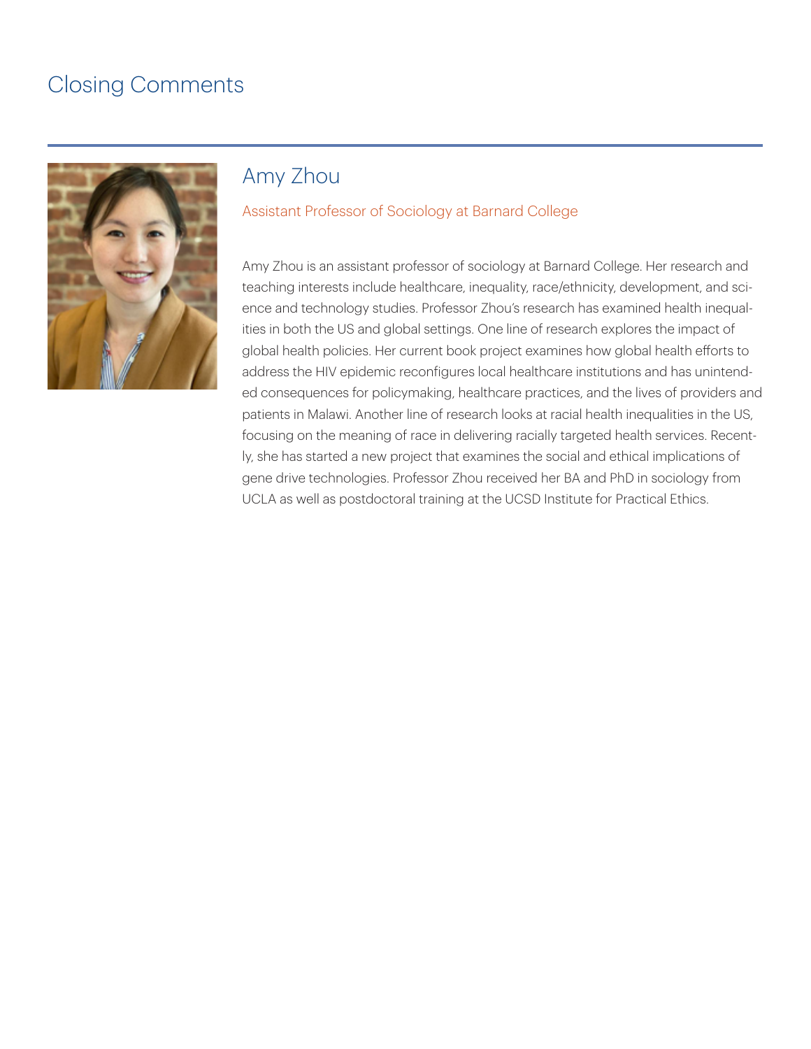# Closing Comments

## Amy Zhou

Assistant Professor of Sociology at Barnard College

Amy Zhou is an assistant professor of sociology at Barnard College. Her research and teaching interests include healthcare, inequality, race/ethnicity, development, and science and technology studies. Professor Zhou's research has examined health inequalities in both the US and global settings. One line of research explores the impact of global health policies. Her current book project examines how global health efforts to address the HIV epidemic reconfigures local healthcare institutions and has unintended consequences for policymaking, healthcare practices, and the lives of providers and patients in Malawi. Another line of research looks at racial health inequalities in the US, focusing on the meaning of race in delivering racially targeted health services. Recently, she has started a new project that examines the social and ethical implications of gene drive technologies. Professor Zhou received her BA and PhD in sociology from UCLA as well as postdoctoral training at the UCSD Institute for Practical Ethics.